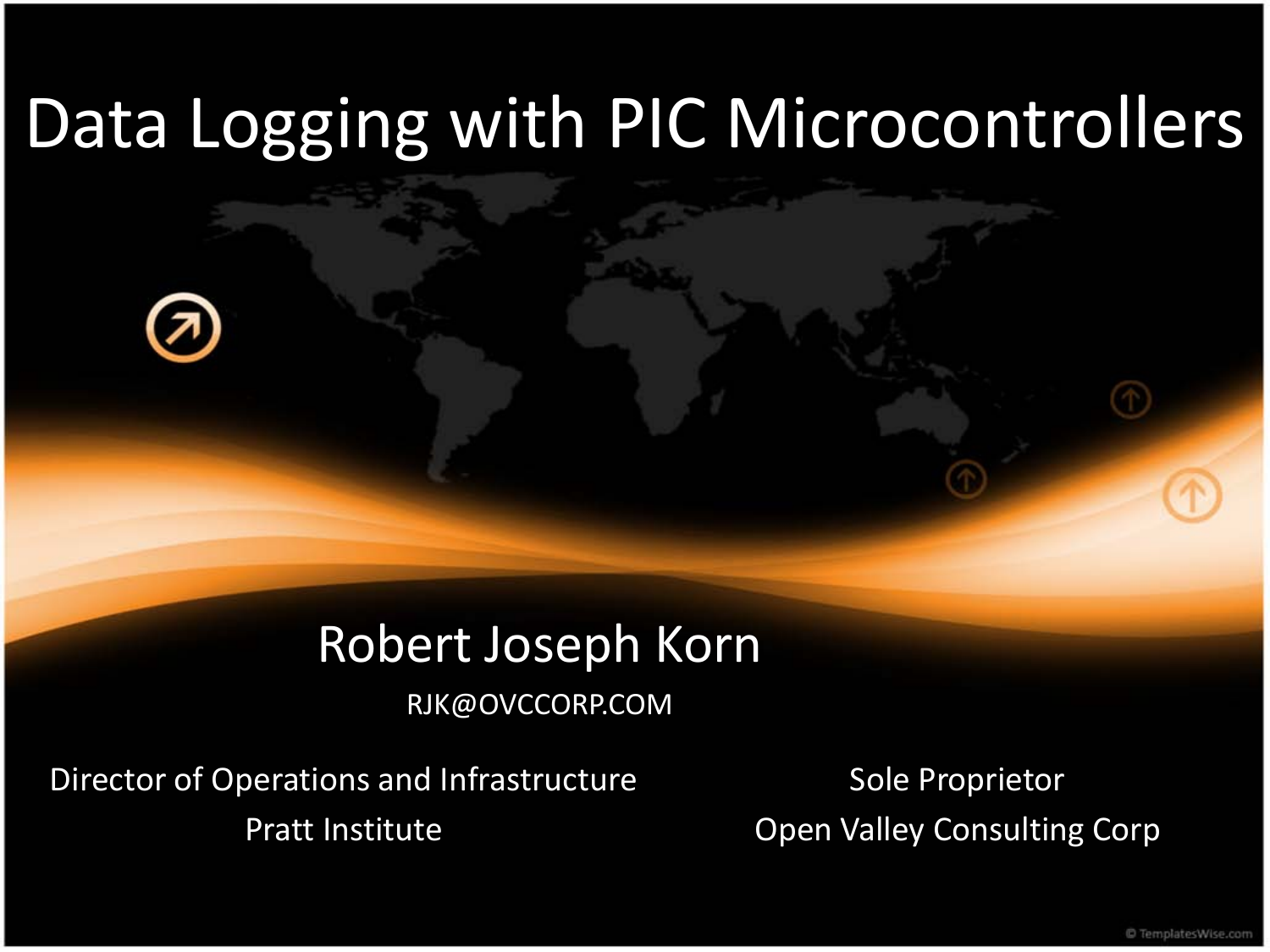# Data Logging with PIC Microcontrollers

Robert Joseph Korn

RJK@OVCCORP.COM

Director of Operations and Infrastructure
Pratt Institute

Sole Proprietor
Open Valley Consulting Corp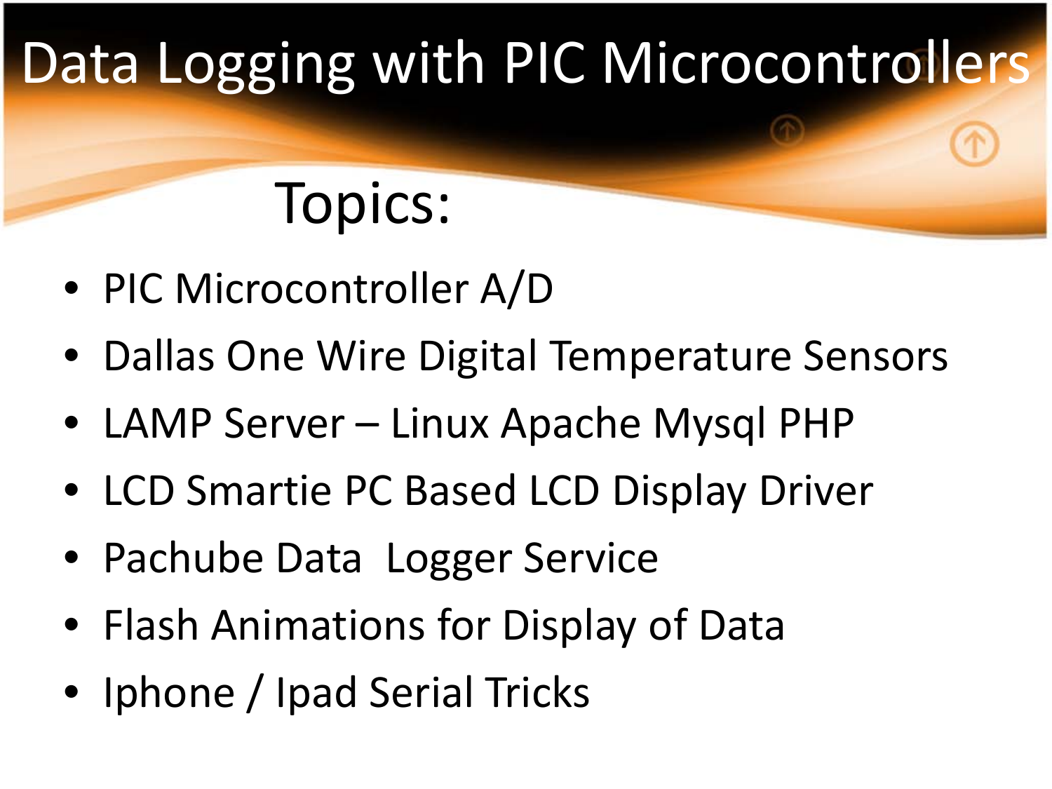# Data Logging with PIC Microcontrollers

## Topics:

- PIC Microcontroller A/D
- Dallas One Wire Digital Temperature Sensors
- LAMP Server – Linux Apache Mysql PHP
- LCD Smartie PC Based LCD Display Driver
- Pachube Data Logger Service
- Flash Animations for Display of Data
- Iphone / Ipad Serial Tricks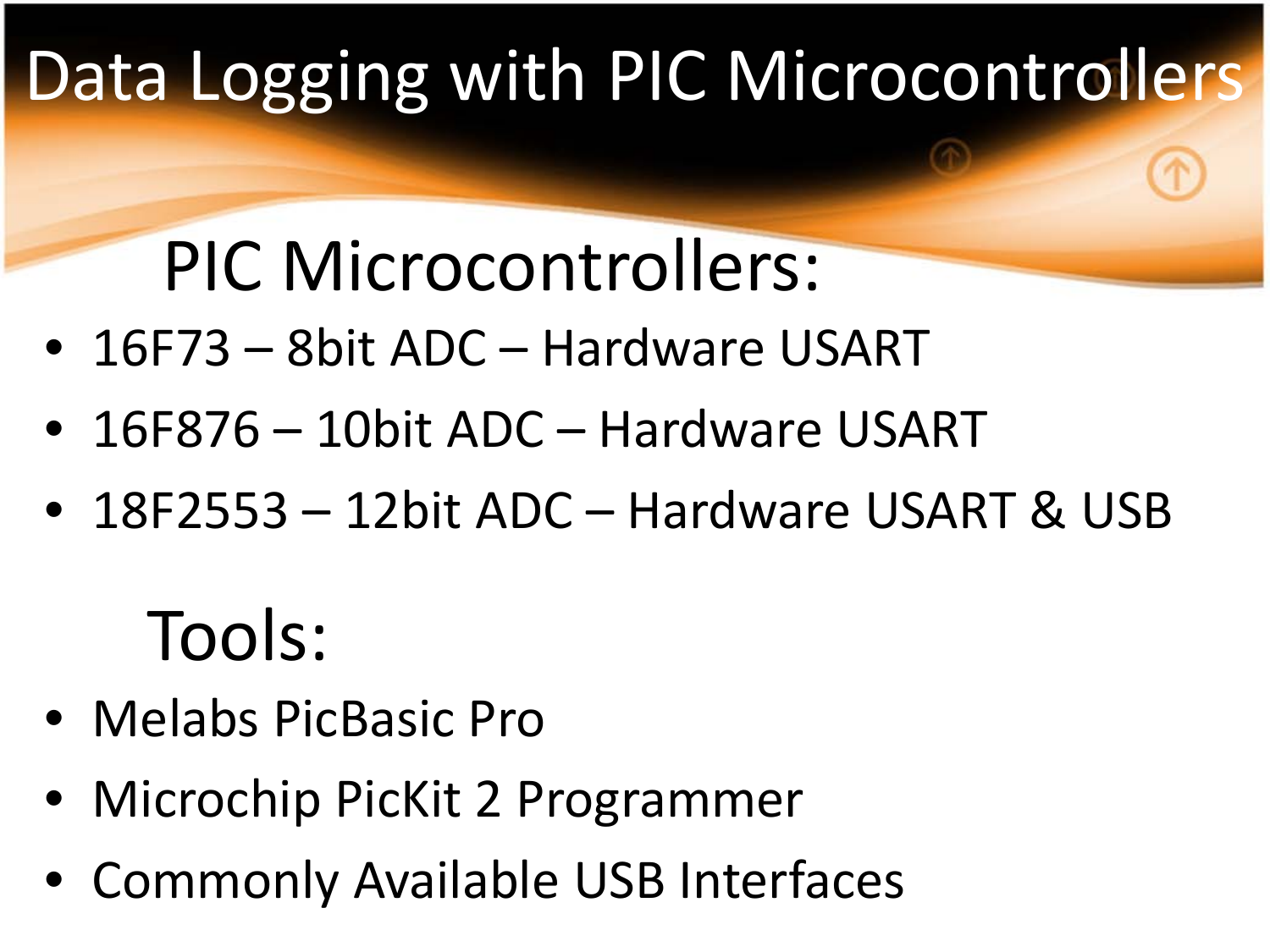# Data Logging with PIC Microcontrollers

## PIC Microcontrollers:

- 16F73 – 8bit ADC – Hardware USART
- 16F876 – 10bit ADC – Hardware USART
- 18F2553 – 12bit ADC – Hardware USART & USB

## Tools:

- Melabs PicBasic Pro
- Microchip PicKit 2 Programmer
- Commonly Available USB Interfaces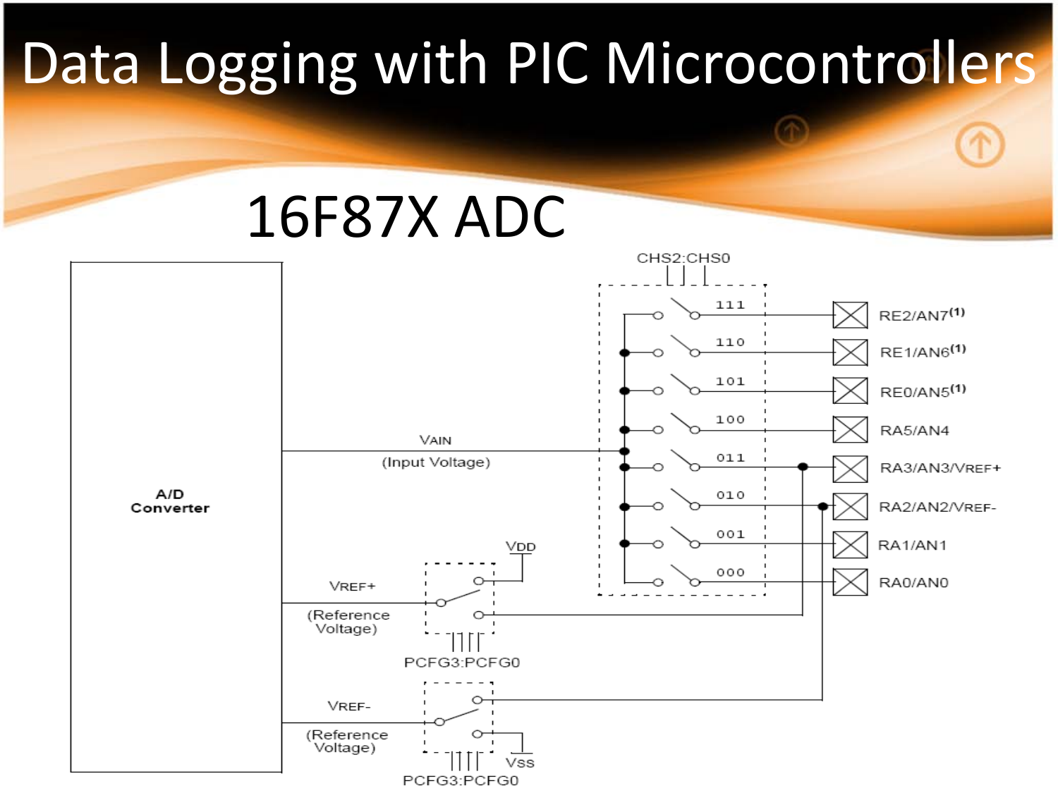# Data Logging with PIC Microcontrollers

## 16F87X ADC

A/D Converter

VAIN (Input Voltage)

VREF+ (Reference Voltage)

VREF- (Reference Voltage)

VDD

VSS

CHS2:CHS0

PCFG3:PCFG0

| CHS2:CHS0 | Pin |
|---|---|
| 111 | RE2/AN7[1] |
| 110 | RE1/AN6[1] |
| 101 | RE0/AN5[1] |
| 100 | RA5/AN4 |
| 011 | RA3/AN3/VREF+ |
| 010 | RA2/AN2/VREF- |
| 001 | RA1/AN1 |
| 000 | RA0/AN0 |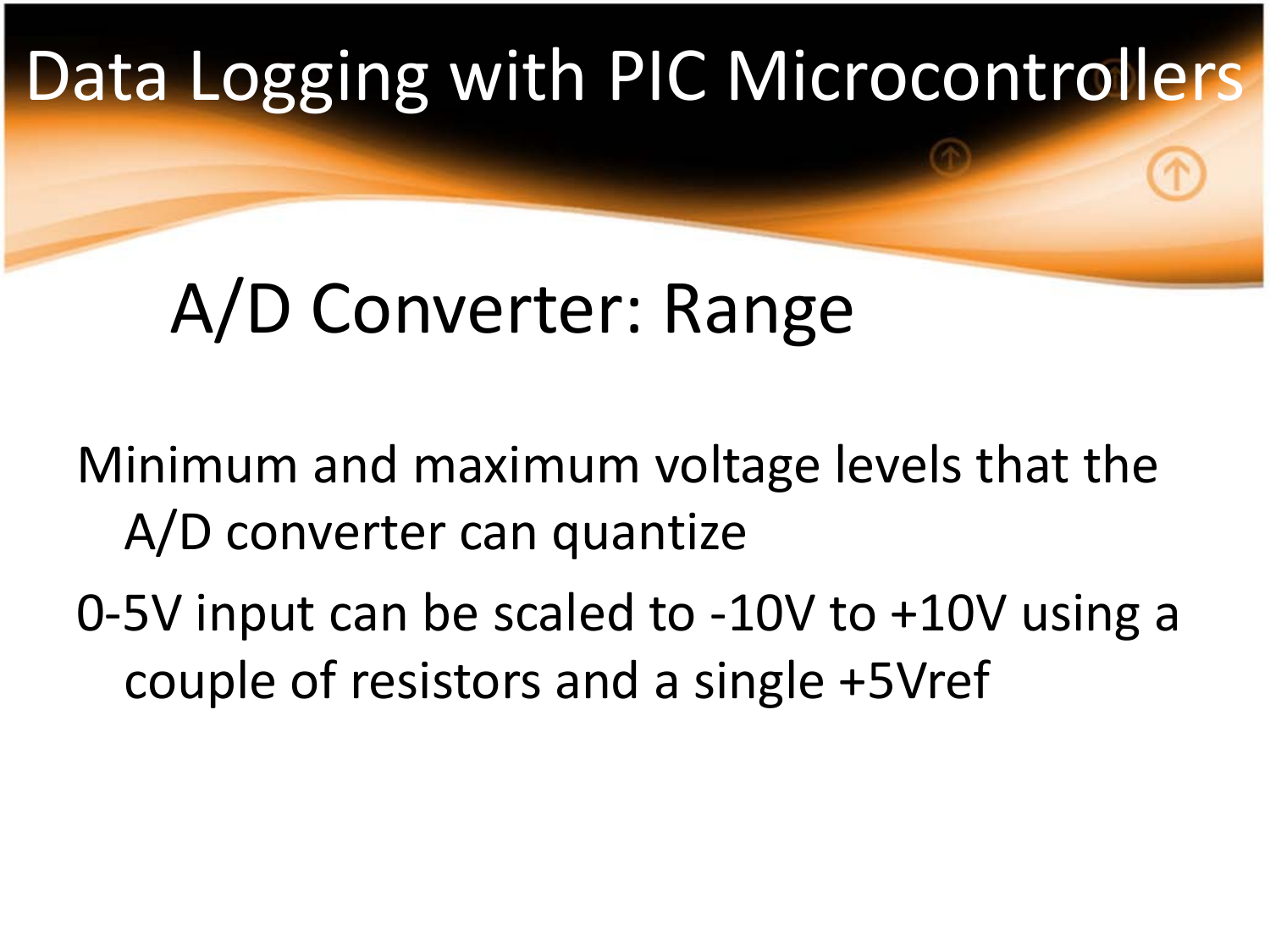# Data Logging with PIC Microcontrollers

## A/D Converter: Range

Minimum and maximum voltage levels that the A/D converter can quantize

0-5V input can be scaled to -10V to +10V using a couple of resistors and a single +5Vref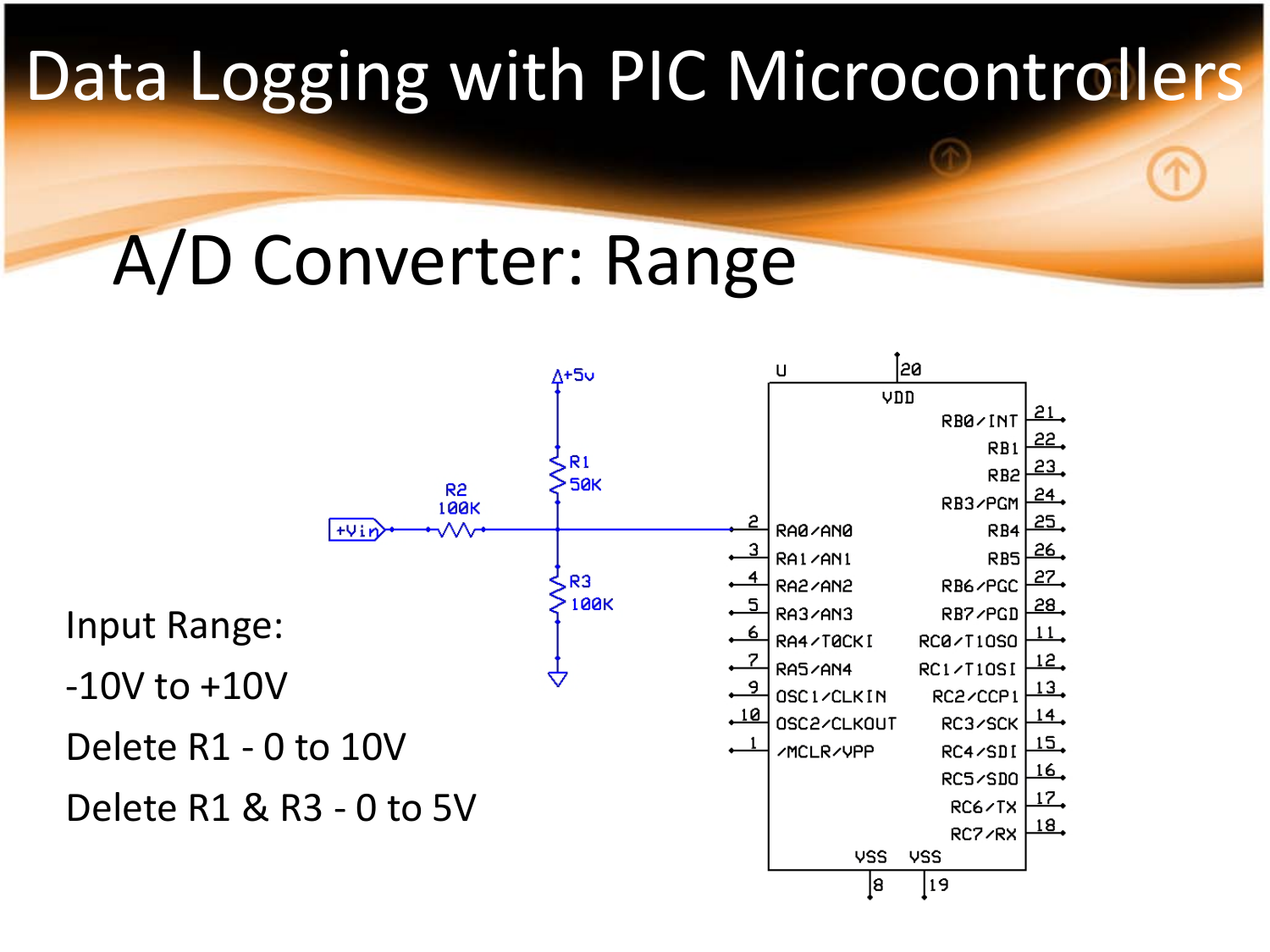# Data Logging with PIC Microcontrollers

## A/D Converter: Range

Input Range:

-10V to +10V

Delete R1 - 0 to 10V

Delete R1 & R3 - 0 to 5V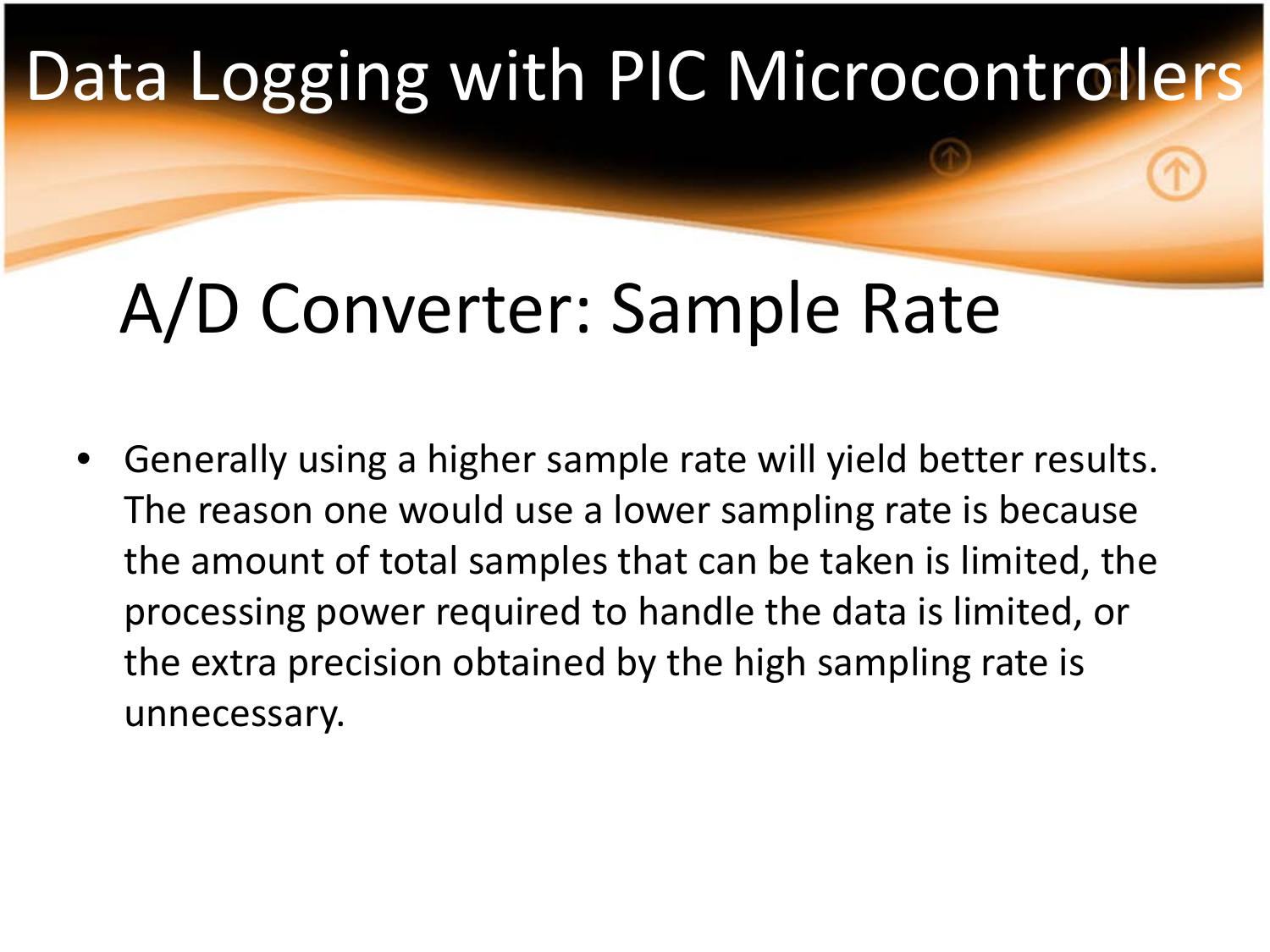# Data Logging with PIC Microcontrollers

## A/D Converter: Sample Rate

- Generally using a higher sample rate will yield better results. The reason one would use a lower sampling rate is because the amount of total samples that can be taken is limited, the processing power required to handle the data is limited, or the extra precision obtained by the high sampling rate is unnecessary.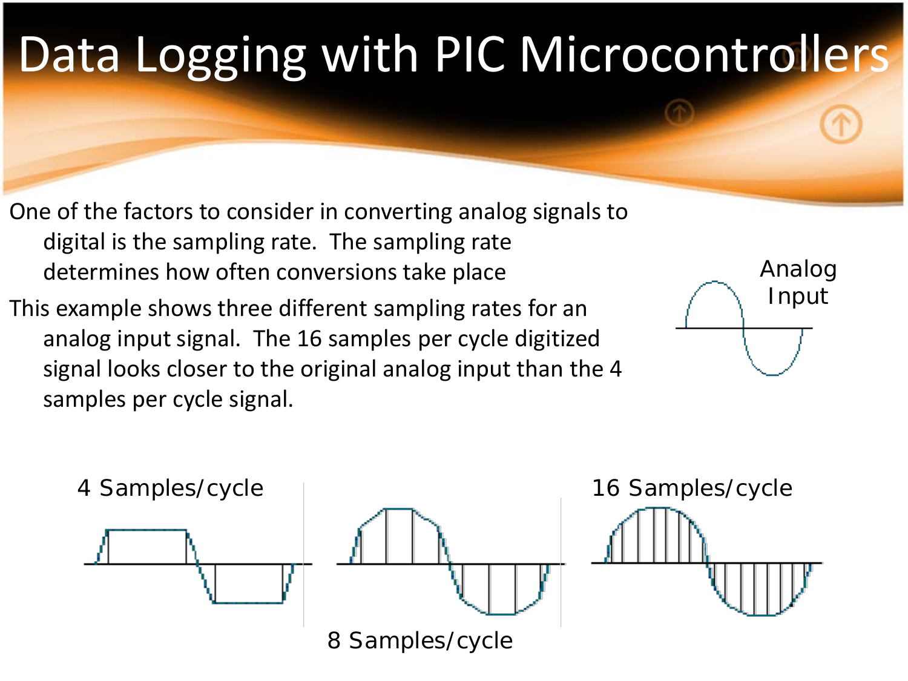# Data Logging with PIC Microcontrollers

One of the factors to consider in converting analog signals to digital is the sampling rate. The sampling rate determines how often conversions take place

This example shows three different sampling rates for an analog input signal. The 16 samples per cycle digitized signal looks closer to the original analog input than the 4 samples per cycle signal.

Analog Input

4 Samples/cycle

8 Samples/cycle

16 Samples/cycle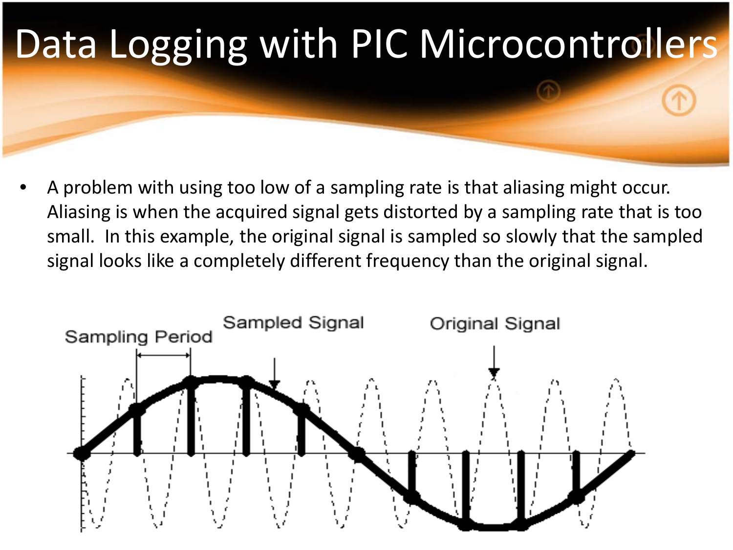# Data Logging with PIC Microcontrollers

- A problem with using too low of a sampling rate is that aliasing might occur. Aliasing is when the acquired signal gets distorted by a sampling rate that is too small. In this example, the original signal is sampled so slowly that the sampled signal looks like a completely different frequency than the original signal.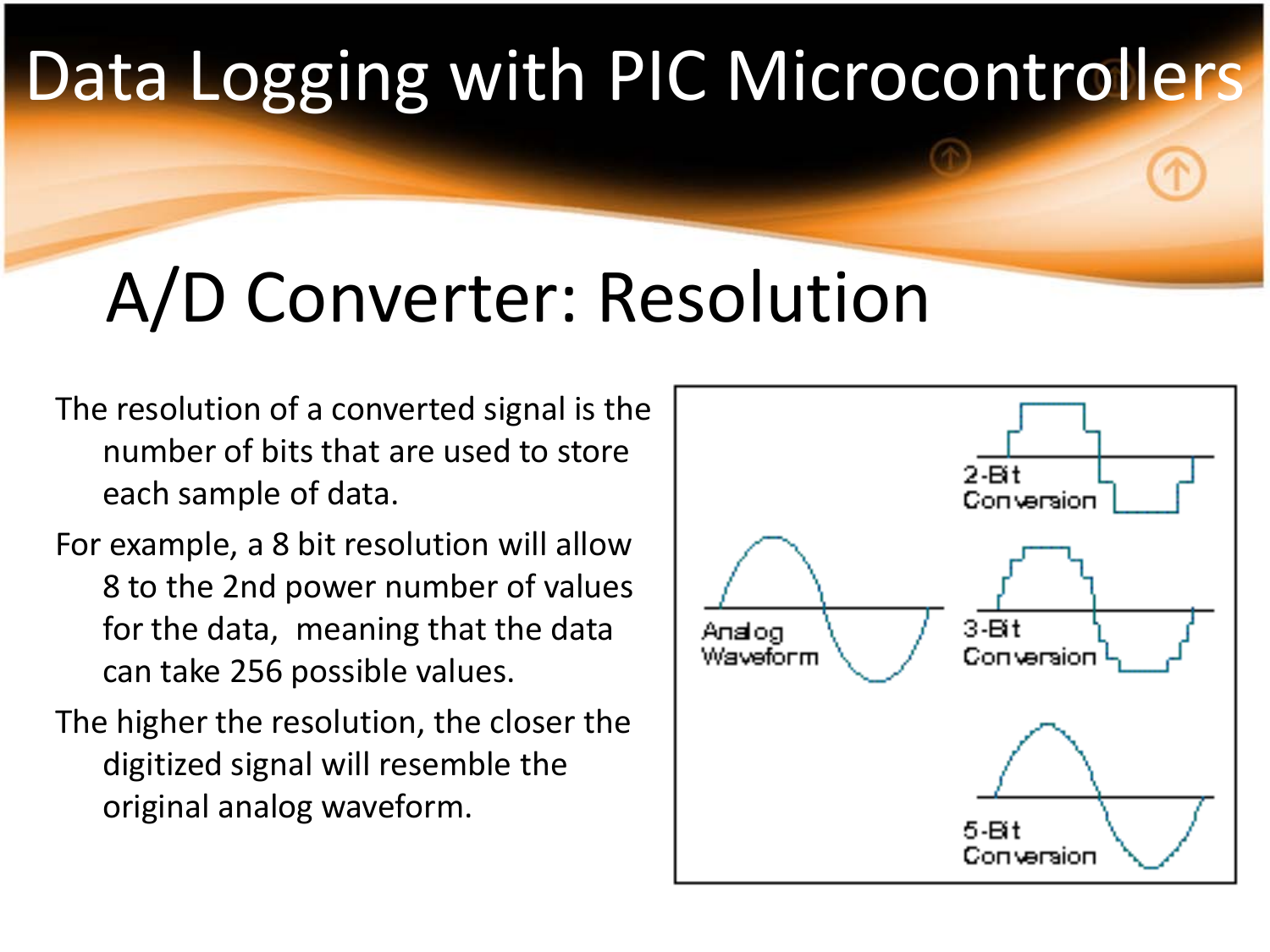# Data Logging with PIC Microcontrollers

## A/D Converter: Resolution

The resolution of a converted signal is the number of bits that are used to store each sample of data.

For example, a 8 bit resolution will allow 8 to the 2nd power number of values for the data, meaning that the data can take 256 possible values.

The higher the resolution, the closer the digitized signal will resemble the original analog waveform.

Analog Waveform

2-Bit Conversion

3-Bit Conversion

5-Bit Conversion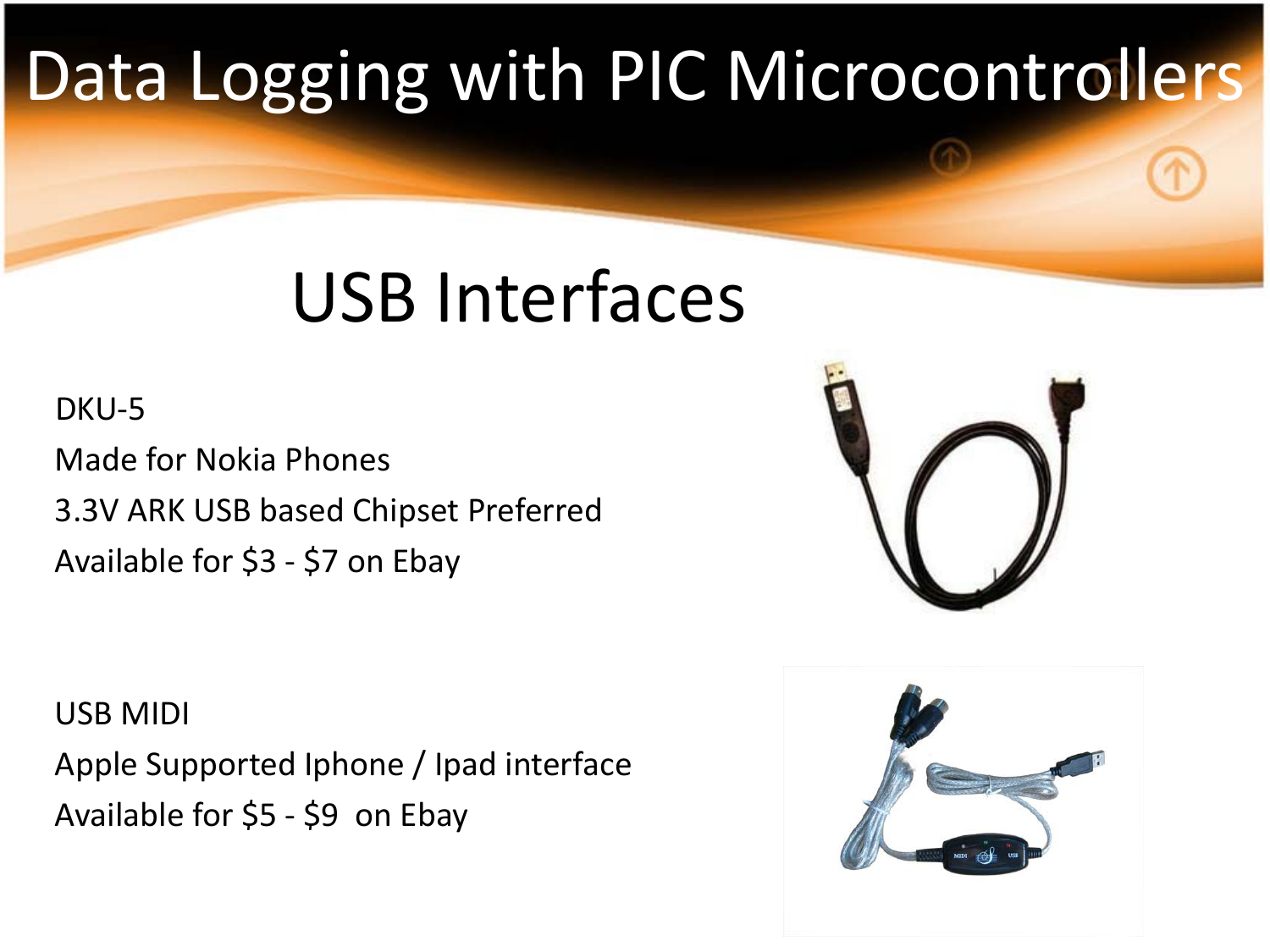# Data Logging with PIC Microcontrollers

## USB Interfaces

DKU-5

Made for Nokia Phones

3.3V ARK USB based Chipset Preferred

Available for $3 - $7 on Ebay

USB MIDI

Apple Supported Iphone / Ipad interface

Available for $5 - $9 on Ebay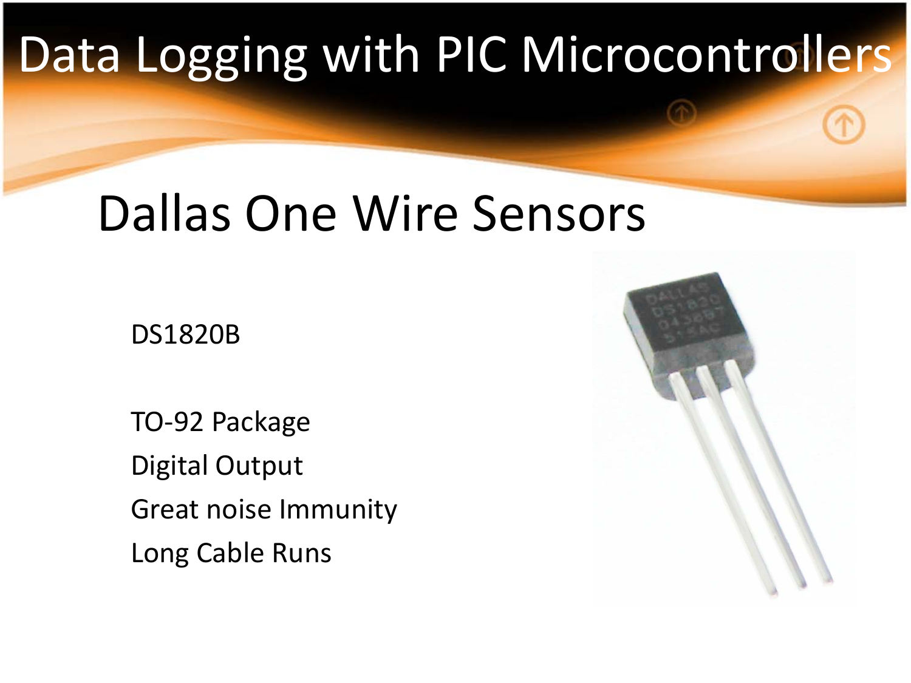# Data Logging with PIC Microcontrollers

## Dallas One Wire Sensors

DS1820B

TO-92 Package

Digital Output

Great noise Immunity

Long Cable Runs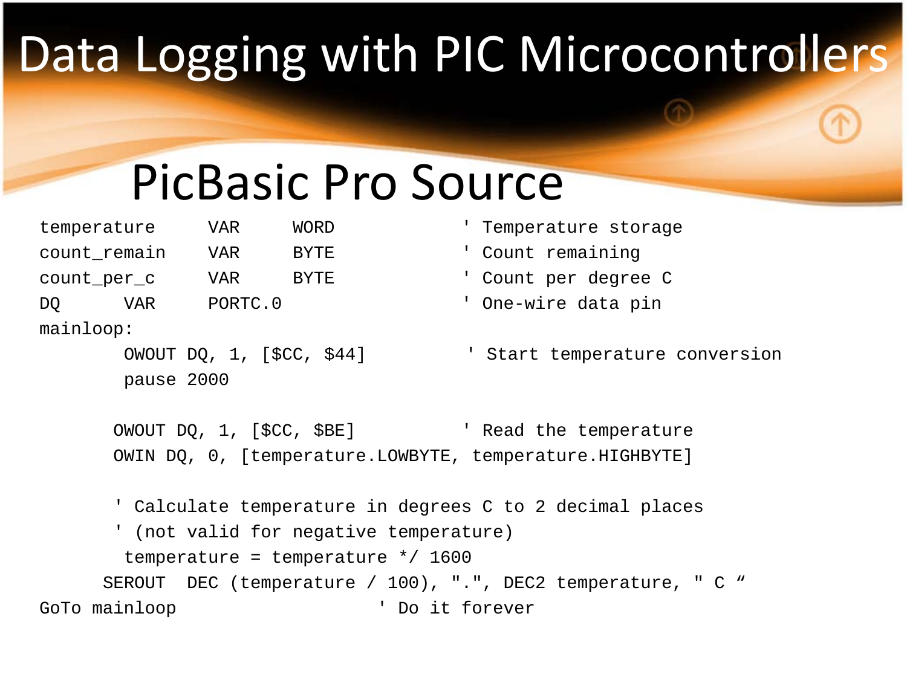# Data Logging with PIC Microcontrollers

## PicBasic Pro Source

```
temperature     VAR     WORD            ' Temperature storage
count_remain    VAR     BYTE            ' Count remaining
count_per_c     VAR     BYTE            ' Count per degree C
DQ      VAR     PORTC.0                 ' One-wire data pin
mainloop:
        OWOUT DQ, 1, [$CC, $44]          ' Start temperature conversion
        pause 2000

       OWOUT DQ, 1, [$CC, $BE]          ' Read the temperature
       OWIN DQ, 0, [temperature.LOWBYTE, temperature.HIGHBYTE]

       ' Calculate temperature in degrees C to 2 decimal places
       ' (not valid for negative temperature)
        temperature = temperature */ 1600
      SEROUT  DEC (temperature / 100), ".", DEC2 temperature, " C “
GoTo mainloop                     ' Do it forever
```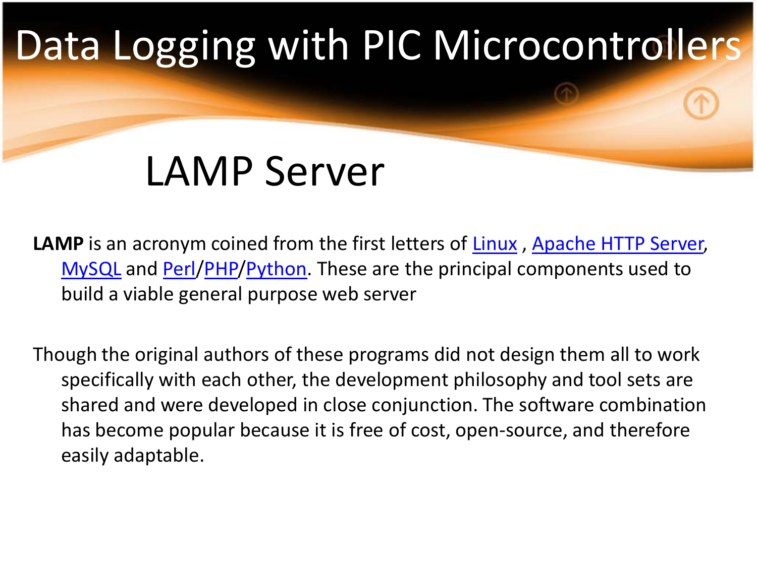# Data Logging with PIC Microcontrollers

## LAMP Server

**LAMP** is an acronym coined from the first letters of Linux , Apache HTTP Server, MySQL and Perl/PHP/Python. These are the principal components used to build a viable general purpose web server

Though the original authors of these programs did not design them all to work specifically with each other, the development philosophy and tool sets are shared and were developed in close conjunction. The software combination has become popular because it is free of cost, open-source, and therefore easily adaptable.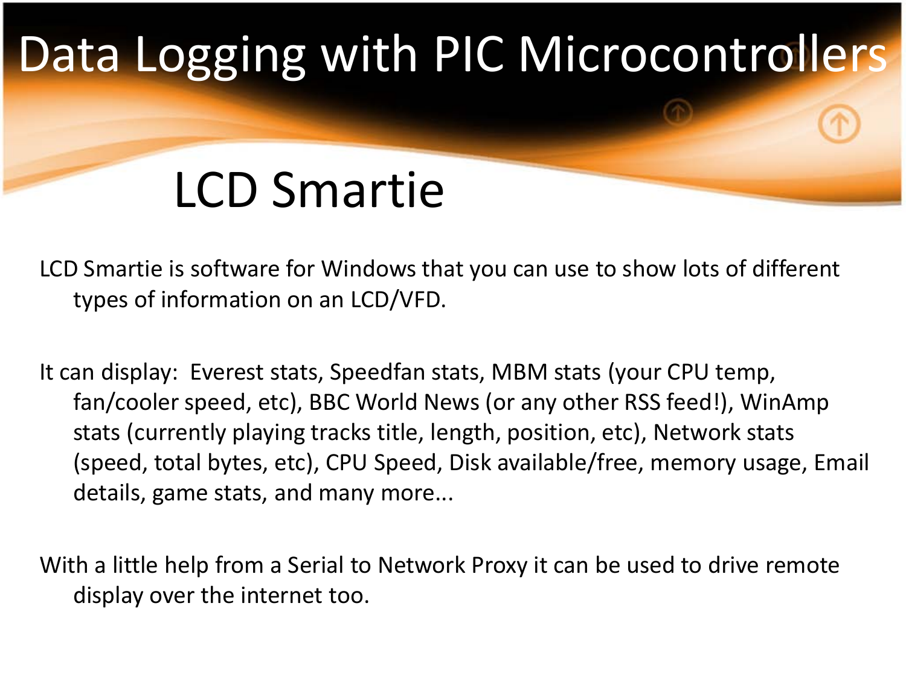# Data Logging with PIC Microcontrollers

## LCD Smartie

LCD Smartie is software for Windows that you can use to show lots of different types of information on an LCD/VFD.

It can display: Everest stats, Speedfan stats, MBM stats (your CPU temp, fan/cooler speed, etc), BBC World News (or any other RSS feed!), WinAmp stats (currently playing tracks title, length, position, etc), Network stats (speed, total bytes, etc), CPU Speed, Disk available/free, memory usage, Email details, game stats, and many more...

With a little help from a Serial to Network Proxy it can be used to drive remote display over the internet too.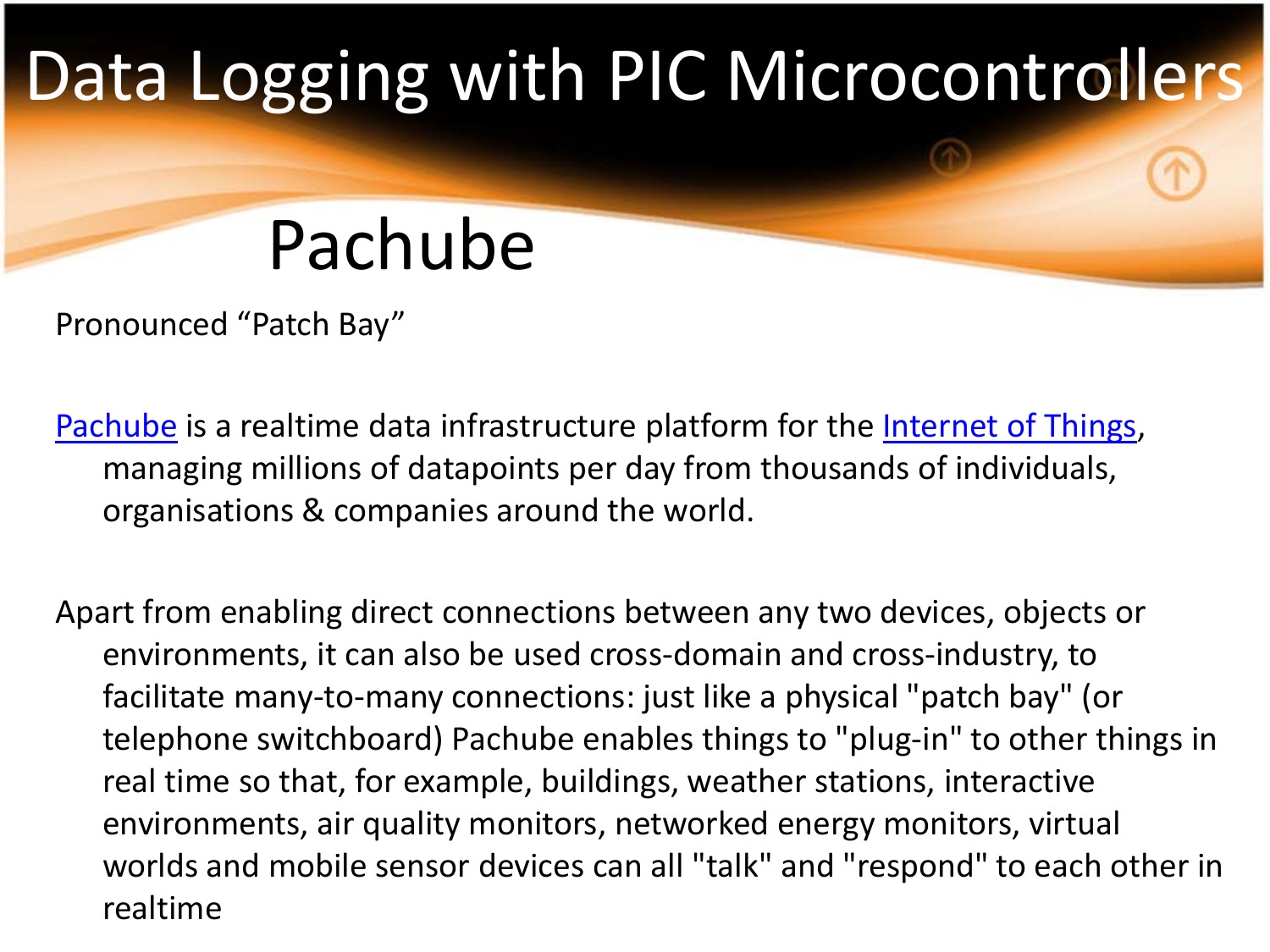# Data Logging with PIC Microcontrollers

## Pachube

Pronounced "Patch Bay"

Pachube is a realtime data infrastructure platform for the Internet of Things, managing millions of datapoints per day from thousands of individuals, organisations & companies around the world.

Apart from enabling direct connections between any two devices, objects or environments, it can also be used cross-domain and cross-industry, to facilitate many-to-many connections: just like a physical "patch bay" (or telephone switchboard) Pachube enables things to "plug-in" to other things in real time so that, for example, buildings, weather stations, interactive environments, air quality monitors, networked energy monitors, virtual worlds and mobile sensor devices can all "talk" and "respond" to each other in realtime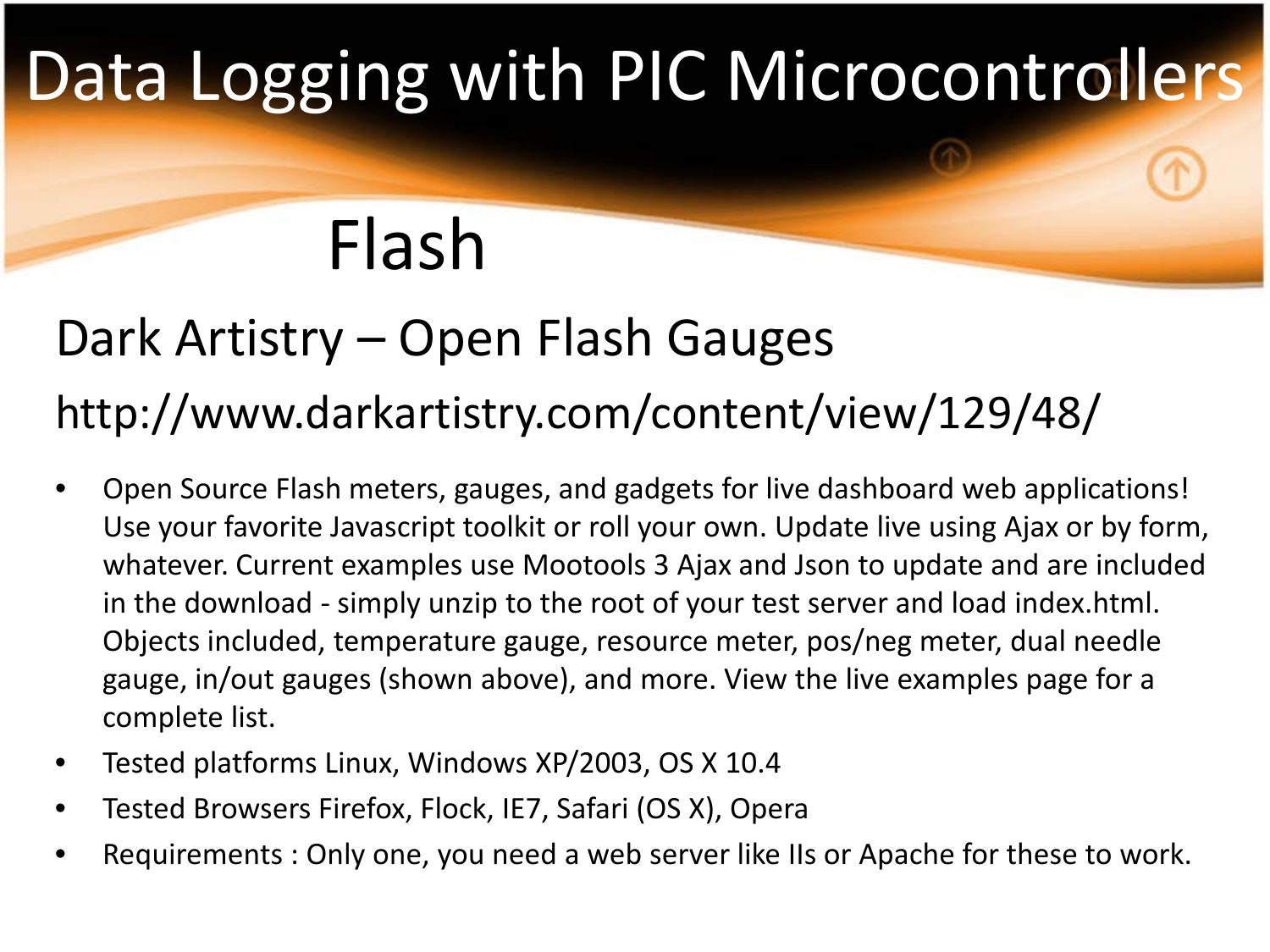# Data Logging with PIC Microcontrollers

## Flash

### Dark Artistry – Open Flash Gauges

http://www.darkartistry.com/content/view/129/48/

- Open Source Flash meters, gauges, and gadgets for live dashboard web applications! Use your favorite Javascript toolkit or roll your own. Update live using Ajax or by form, whatever. Current examples use Mootools 3 Ajax and Json to update and are included in the download - simply unzip to the root of your test server and load index.html. Objects included, temperature gauge, resource meter, pos/neg meter, dual needle gauge, in/out gauges (shown above), and more. View the live examples page for a complete list.
- Tested platforms Linux, Windows XP/2003, OS X 10.4
- Tested Browsers Firefox, Flock, IE7, Safari (OS X), Opera
- Requirements : Only one, you need a web server like IIs or Apache for these to work.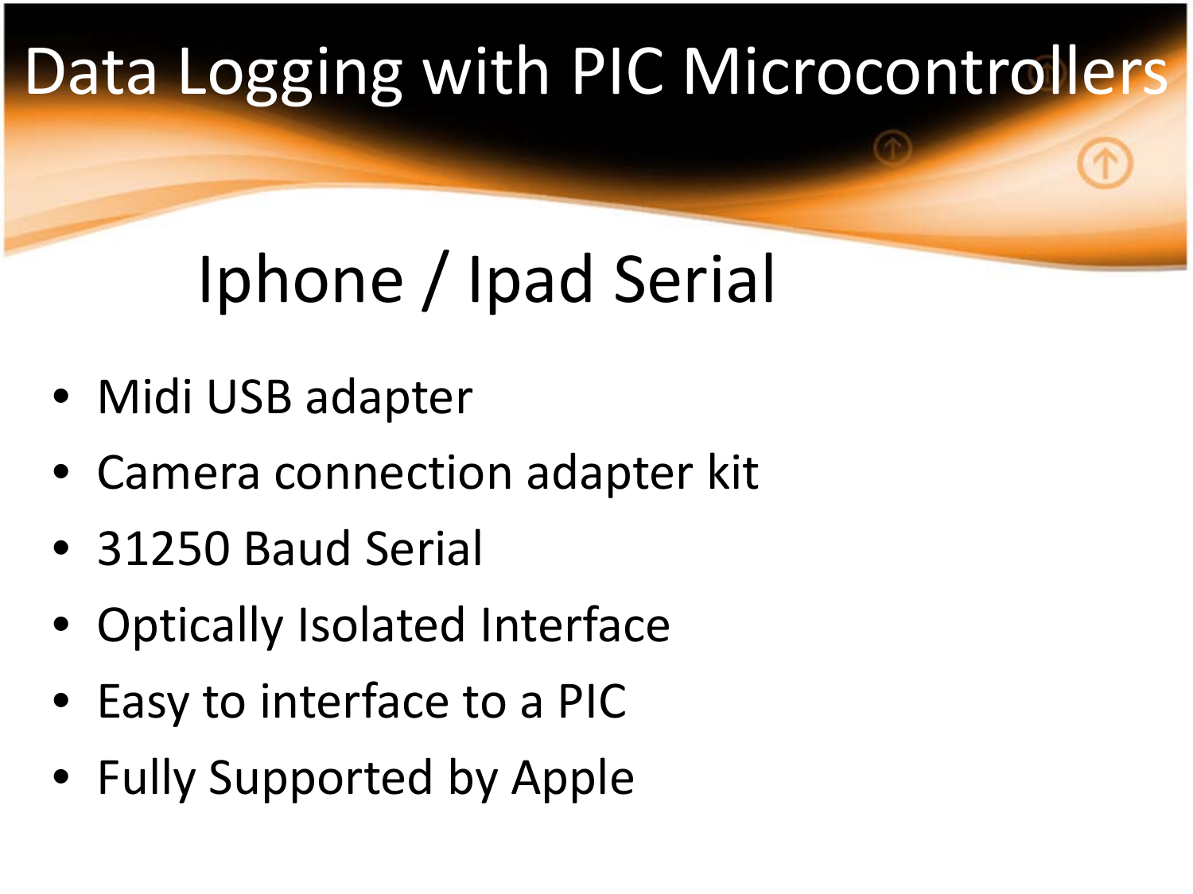# Data Logging with PIC Microcontrollers

## Iphone / Ipad Serial

- Midi USB adapter
- Camera connection adapter kit
- 31250 Baud Serial
- Optically Isolated Interface
- Easy to interface to a PIC
- Fully Supported by Apple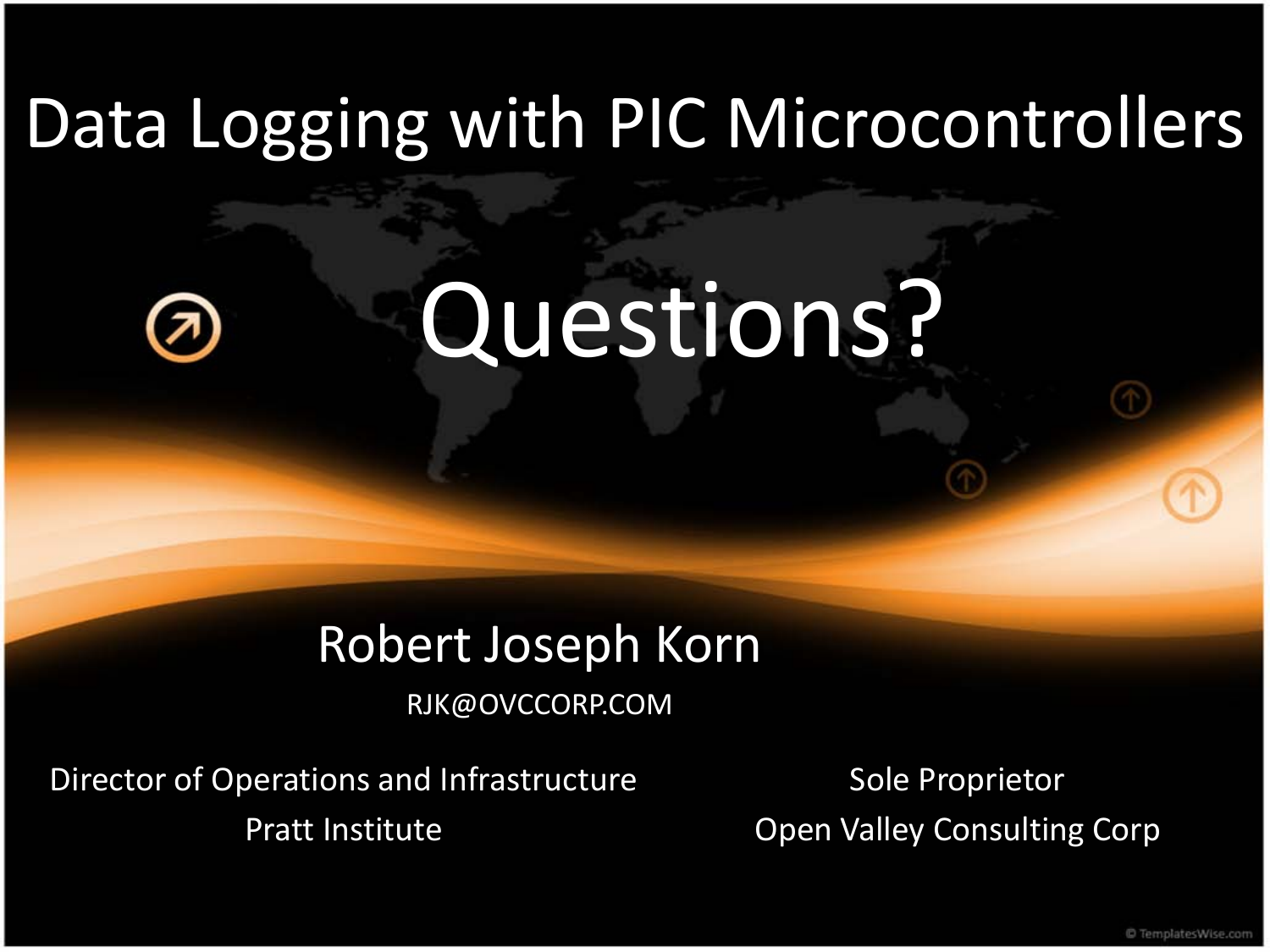# Data Logging with PIC Microcontrollers

## Questions?

Robert Joseph Korn

RJK@OVCCORP.COM

Director of Operations and Infrastructure
Pratt Institute

Sole Proprietor
Open Valley Consulting Corp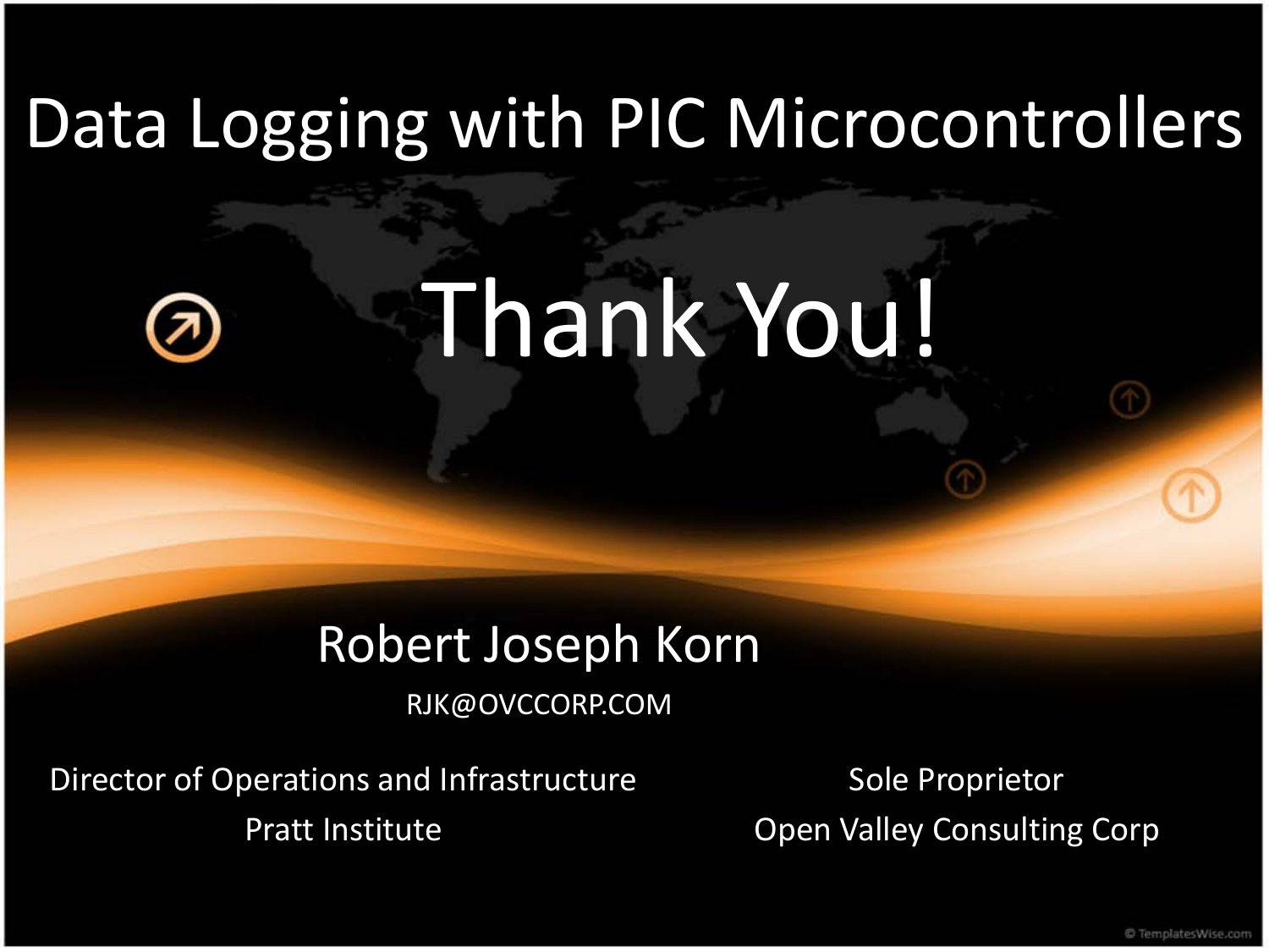# Data Logging with PIC Microcontrollers

## Thank You!

Robert Joseph Korn

RJK@OVCCORP.COM

Director of Operations and Infrastructure
Pratt Institute

Sole Proprietor
Open Valley Consulting Corp